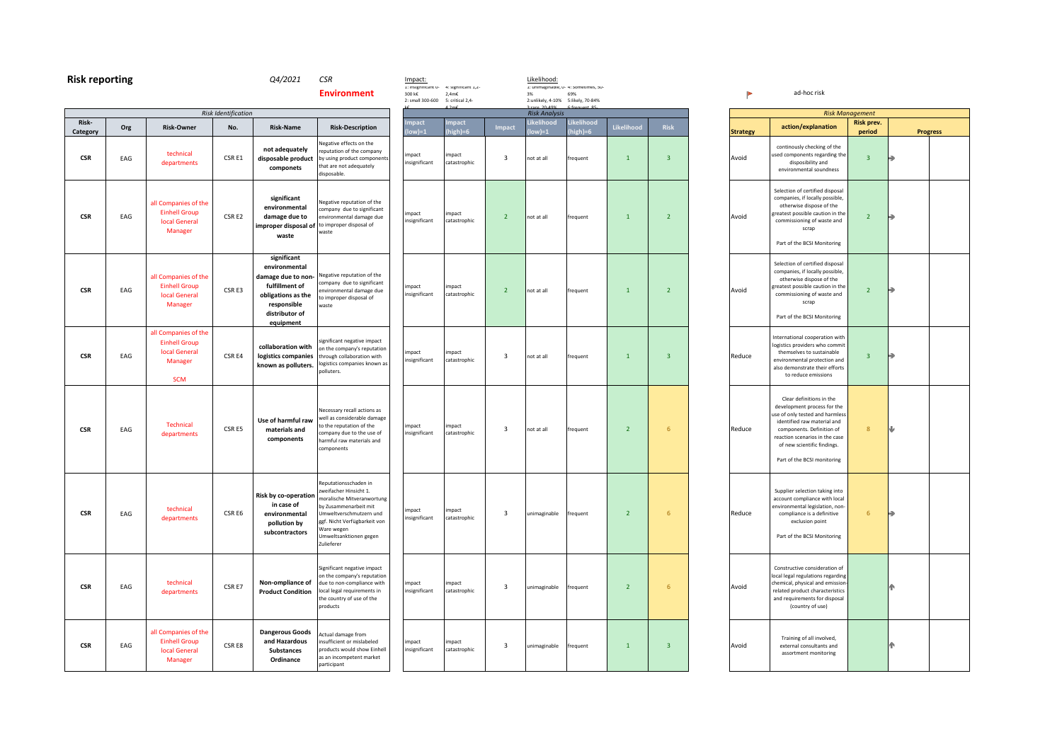# Risk reporting

Q4/2021 CSR

**Environment**

Impact:
1: insignificant 0-300 k€ 4: significant 1,2-2,4m€
2: small 300-600 k€ 5: critical 2,4-4,2m€

Likelihood:
1: unimaginable, 0-3% 4: sometimes, 50-69%
2:unlikely, 4-10% 5:likely, 70-84%
3:rare, 20-49% 6:frequent, 85-

ad-hoc risk

| Risk Identification | | | | | | Risk Analysis | | | | | | | | Risk Management | | | |
|---|---|---|---|---|---|---|---|---|---|---|---|---|---|---|---|---|---|
| Risk-Category | Org | Risk-Owner | No. | Risk-Name | Risk-Description | Impact (low)=1 | Impact (high)=6 | Impact | Likelihood (low)=1 | Likelihood (high)=6 | Likelihood | Risk | Strategy | action/explanation | Risk prev. period | Progress | |
| CSR | EAG | technical departments | CSR E1 | not adequately disposable product componets | Negative effects on the reputation of the company by using product components that are not adequately disposable. | impact insignificant | impact catastrophic | 3 | not at all | frequent | 1 | 3 | Avoid | continously checking of the used components regarding the disposibility and environmental soundness | 3 | ➔ | |
| CSR | EAG | all Companies of the Einhell Group local General Manager | CSR E2 | significant environmental damage due to improper disposal of waste | Negative reputation of the company due to significant environmental damage due to improper disposal of waste | impact insignificant | impact catastrophic | 2 | not at all | frequent | 1 | 2 | Avoid | Selection of certified disposal companies, if locally possible, otherwise dispose of the greatest possible caution in the commissioning of waste and scrap<br><br>Part of the BCSI Monitoring | 2 | ➔ | |
| CSR | EAG | all Companies of the Einhell Group local General Manager | CSR E3 | significant environmental damage due to non-fulfillment of obligations as the responsible distributor of equipment | Negative reputation of the company due to significant environmental damage due to improper disposal of waste | impact insignificant | impact catastrophic | 2 | not at all | frequent | 1 | 2 | Avoid | Selection of certified disposal companies, if locally possible, otherwise dispose of the greatest possible caution in the commissioning of waste and scrap<br><br>Part of the BCSI Monitoring | 2 | ➔ | |
| CSR | EAG | all Companies of the Einhell Group local General Manager<br><br>SCM | CSR E4 | collaboration with logistics companies known as polluters. | significant negative impact on the company's reputation through collaboration with logistics companies known as polluters. | impact insignificant | impact catastrophic | 3 | not at all | frequent | 1 | 3 | Reduce | International cooperation with logistics providers who commit themselves to sustainable environmental protection and also demonstrate their efforts to reduce emissions | 3 | ➔ | |
| CSR | EAG | Technical departments | CSR E5 | Use of harmful raw materials and components | Necessary recall actions as well as considerable damage to the reputation of the company due to the use of harmful raw materials and components | impact insignificant | impact catastrophic | 3 | not at all | frequent | 2 | 6 | Reduce | Clear definitions in the development process for the use of only tested and harmless identified raw material and components. Definition of reaction scenarios in the case of new scientific findings.<br><br>Part of the BCSI monitoring | 8 | ⬇ | |
| CSR | EAG | technical departments | CSR E6 | Risk by co-operation in case of environmental pollution by subcontractors | Reputationsschaden in zweifacher Hinsicht 1. moralische Mitverantwortung by Zusammenarbeit mit Umweltverschmutzern und ggf. Nicht Verfügbarkeit von Ware wegen Umweltsanktionen gegen Zulieferer | impact insignificant | impact catastrophic | 3 | unimaginable | frequent | 2 | 6 | Reduce | Supplier selection taking into account compliance with local environmental legislation, non-compliance is a definitive exclusion point<br><br>Part of the BCSI Monitoring | 6 | ➔ | |
| CSR | EAG | technical departments | CSR E7 | Non-compliance of Product Condition | Significant negative impact on the company's reputation due to non-compliance with local legal requirements in the country of use of the products | impact insignificant | impact catastrophic | 3 | unimaginable | frequent | 2 | 6 | Avoid | Constructive consideration of local legal regulations regarding chemical, physical and emission-related product characteristics and requirements for disposal (country of use) | | ⬆ | |
| CSR | EAG | all Companies of the Einhell Group local General Manager | CSR E8 | Dangerous Goods and Hazardous Substances Ordinance | Actual damage from insufficient or mislabeled products would show Einhell as an incompetent market participant | impact insignificant | impact catastrophic | 3 | unimaginable | frequent | 1 | 3 | Avoid | Training of all involved, external consultants and assortment monitoring | | ⬆ | |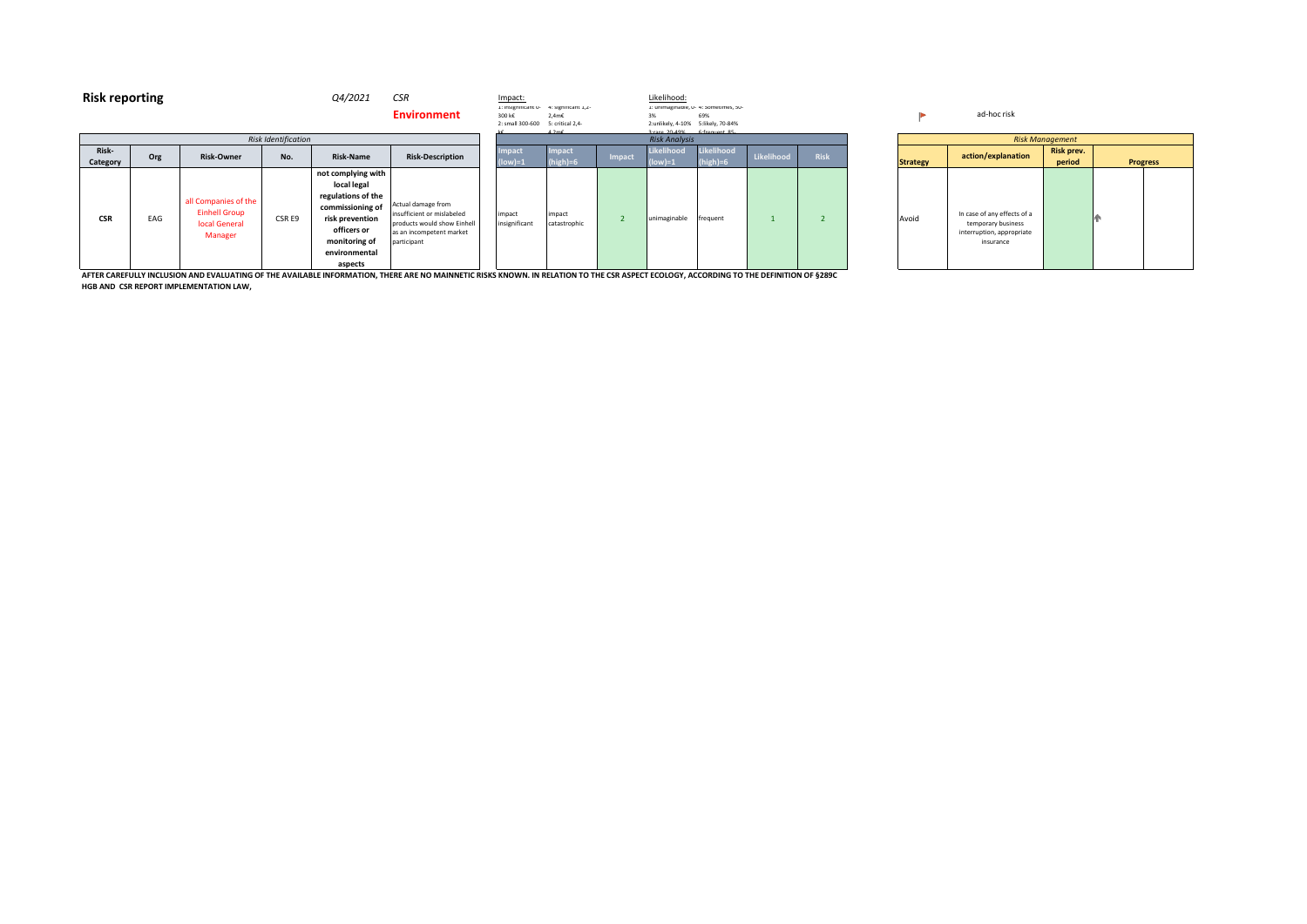## Risk reporting

*Q4/2021* *CSR*

**Environment**

Impact:
1: insignificant 0-300 k€ 4: significant 1,2-2,4m€
2: small 300-600 k€ 5: critical 2,4-4,2m€

Likelihood:
1: unimaginable, 0-3% 4: sometimes, 50-69%
2:unlikely, 4-10% 5:likely, 70-84%
3:rare, 20-49% 6:frequent, 85-

ad-hoc risk

| *Risk Identification* | | | | | | *Risk Analysis* | | | | | | | *Risk Management* | | | |
|---|---|---|---|---|---|---|---|---|---|---|---|---|---|---|---|---|
| **Risk-Category** | **Org** | **Risk-Owner** | **No.** | **Risk-Name** | **Risk-Description** | **Impact (low)=1** | **Impact (high)=6** | **Impact** | **Likelihood (low)=1** | **Likelihood (high)=6** | **Likelihood** | **Risk** | **Strategy** | **action/explanation** | **Risk prev. period** | **Progress** |
| **CSR** | EAG | all Companies of the Einhell Group local General Manager | CSR E9 | **not complying with local legal regulations of the commissioning of risk prevention officers or monitoring of environmental aspects** | Actual damage from insufficient or mislabeled products would show Einhell as an incompetent market participant | impact insignificant | impact catastrophic | 2 | unimaginable | frequent | 1 | 2 | Avoid | In case of any effects of a temporary business interruption, appropriate insurance | | |

**AFTER CAREFULLY INCLUSION AND EVALUATING OF THE AVAILABLE INFORMATION, THERE ARE NO MAINNETIC RISKS KNOWN. IN RELATION TO THE CSR ASPECT ECOLOGY, ACCORDING TO THE DEFINITION OF §289C HGB AND CSR REPORT IMPLEMENTATION LAW,**